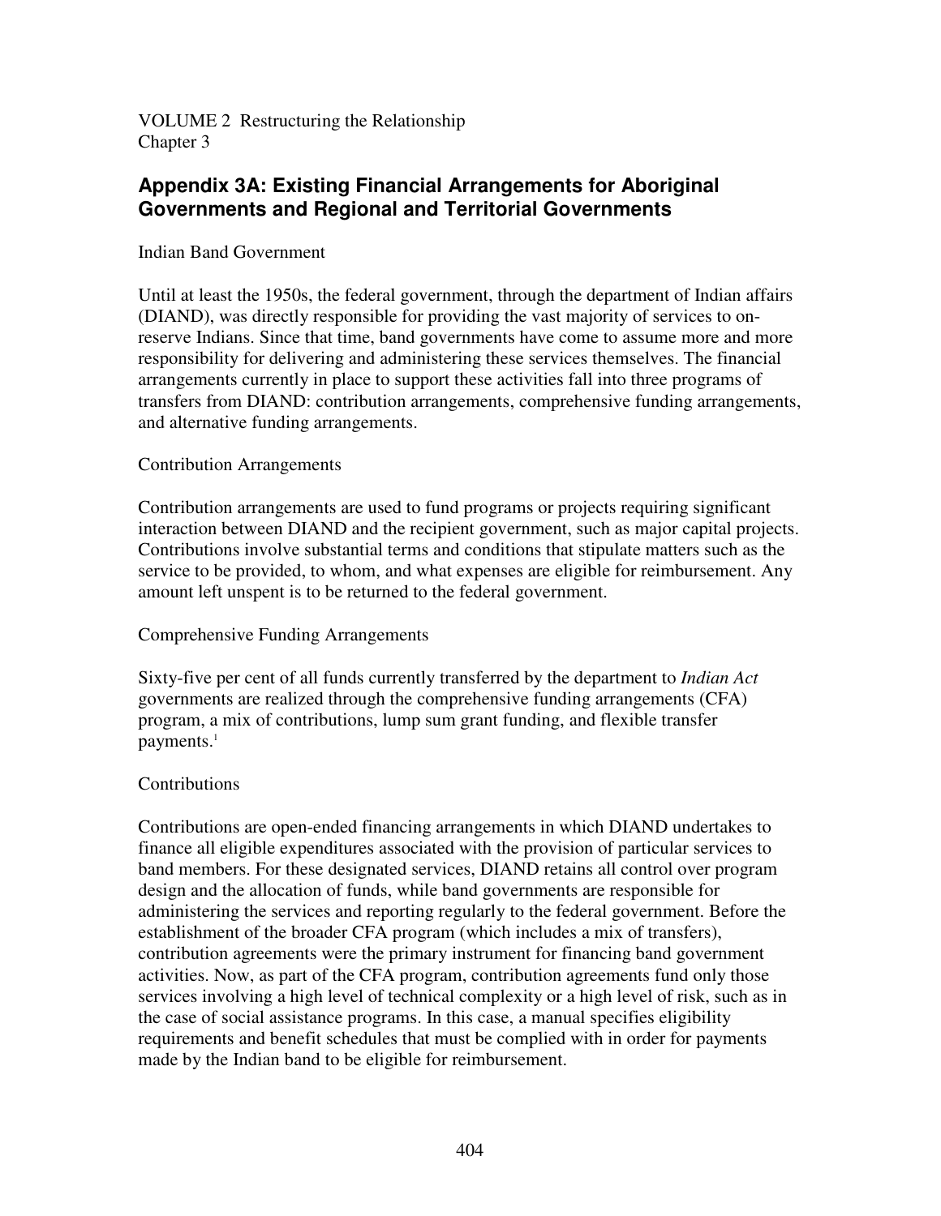VOLUME 2 Restructuring the Relationship
Chapter 3

## Appendix 3A: Existing Financial Arrangements for Aboriginal Governments and Regional and Territorial Governments

### Indian Band Government

Until at least the 1950s, the federal government, through the department of Indian affairs (DIAND), was directly responsible for providing the vast majority of services to on-reserve Indians. Since that time, band governments have come to assume more and more responsibility for delivering and administering these services themselves. The financial arrangements currently in place to support these activities fall into three programs of transfers from DIAND: contribution arrangements, comprehensive funding arrangements, and alternative funding arrangements.

#### Contribution Arrangements

Contribution arrangements are used to fund programs or projects requiring significant interaction between DIAND and the recipient government, such as major capital projects. Contributions involve substantial terms and conditions that stipulate matters such as the service to be provided, to whom, and what expenses are eligible for reimbursement. Any amount left unspent is to be returned to the federal government.

#### Comprehensive Funding Arrangements

Sixty-five per cent of all funds currently transferred by the department to *Indian Act* governments are realized through the comprehensive funding arrangements (CFA) program, a mix of contributions, lump sum grant funding, and flexible transfer payments.[1]

##### Contributions

Contributions are open-ended financing arrangements in which DIAND undertakes to finance all eligible expenditures associated with the provision of particular services to band members. For these designated services, DIAND retains all control over program design and the allocation of funds, while band governments are responsible for administering the services and reporting regularly to the federal government. Before the establishment of the broader CFA program (which includes a mix of transfers), contribution agreements were the primary instrument for financing band government activities. Now, as part of the CFA program, contribution agreements fund only those services involving a high level of technical complexity or a high level of risk, such as in the case of social assistance programs. In this case, a manual specifies eligibility requirements and benefit schedules that must be complied with in order for payments made by the Indian band to be eligible for reimbursement.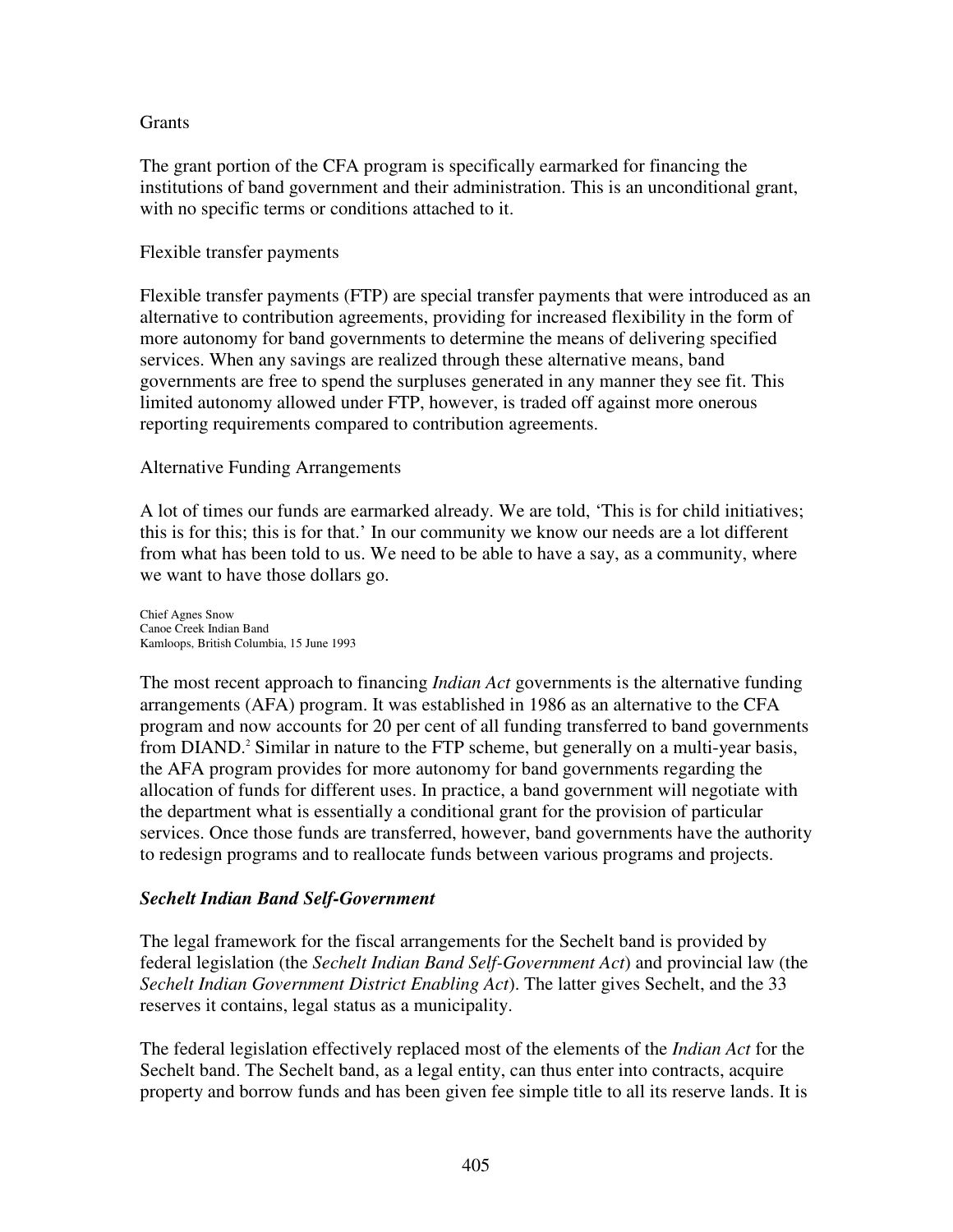Grants

The grant portion of the CFA program is specifically earmarked for financing the institutions of band government and their administration. This is an unconditional grant, with no specific terms or conditions attached to it.

Flexible transfer payments

Flexible transfer payments (FTP) are special transfer payments that were introduced as an alternative to contribution agreements, providing for increased flexibility in the form of more autonomy for band governments to determine the means of delivering specified services. When any savings are realized through these alternative means, band governments are free to spend the surpluses generated in any manner they see fit. This limited autonomy allowed under FTP, however, is traded off against more onerous reporting requirements compared to contribution agreements.

Alternative Funding Arrangements

A lot of times our funds are earmarked already. We are told, 'This is for child initiatives; this is for this; this is for that.' In our community we know our needs are a lot different from what has been told to us. We need to be able to have a say, as a community, where we want to have those dollars go.

Chief Agnes Snow
Canoe Creek Indian Band
Kamloops, British Columbia, 15 June 1993

The most recent approach to financing *Indian Act* governments is the alternative funding arrangements (AFA) program. It was established in 1986 as an alternative to the CFA program and now accounts for 20 per cent of all funding transferred to band governments from DIAND.[2] Similar in nature to the FTP scheme, but generally on a multi-year basis, the AFA program provides for more autonomy for band governments regarding the allocation of funds for different uses. In practice, a band government will negotiate with the department what is essentially a conditional grant for the provision of particular services. Once those funds are transferred, however, band governments have the authority to redesign programs and to reallocate funds between various programs and projects.

### *Sechelt Indian Band Self-Government*

The legal framework for the fiscal arrangements for the Sechelt band is provided by federal legislation (the *Sechelt Indian Band Self-Government Act*) and provincial law (the *Sechelt Indian Government District Enabling Act*). The latter gives Sechelt, and the 33 reserves it contains, legal status as a municipality.

The federal legislation effectively replaced most of the elements of the *Indian Act* for the Sechelt band. The Sechelt band, as a legal entity, can thus enter into contracts, acquire property and borrow funds and has been given fee simple title to all its reserve lands. It is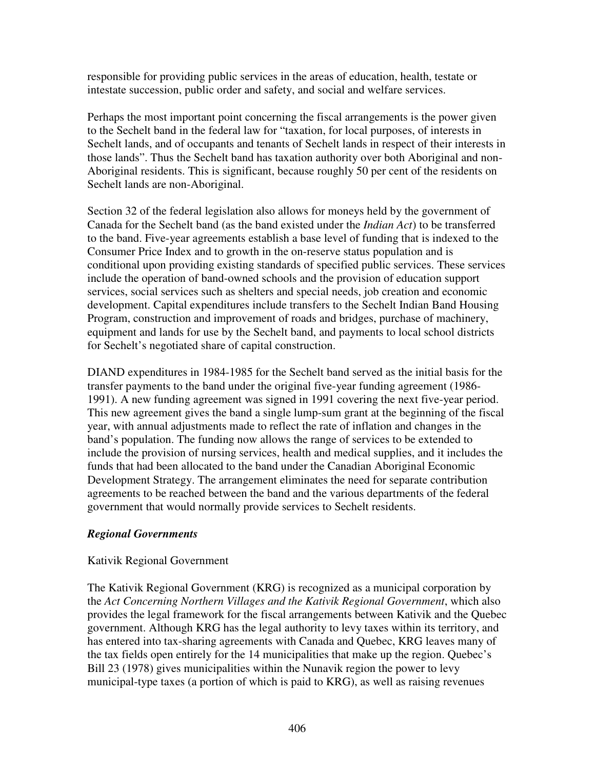responsible for providing public services in the areas of education, health, testate or intestate succession, public order and safety, and social and welfare services.

Perhaps the most important point concerning the fiscal arrangements is the power given to the Sechelt band in the federal law for "taxation, for local purposes, of interests in Sechelt lands, and of occupants and tenants of Sechelt lands in respect of their interests in those lands". Thus the Sechelt band has taxation authority over both Aboriginal and non-Aboriginal residents. This is significant, because roughly 50 per cent of the residents on Sechelt lands are non-Aboriginal.

Section 32 of the federal legislation also allows for moneys held by the government of Canada for the Sechelt band (as the band existed under the *Indian Act*) to be transferred to the band. Five-year agreements establish a base level of funding that is indexed to the Consumer Price Index and to growth in the on-reserve status population and is conditional upon providing existing standards of specified public services. These services include the operation of band-owned schools and the provision of education support services, social services such as shelters and special needs, job creation and economic development. Capital expenditures include transfers to the Sechelt Indian Band Housing Program, construction and improvement of roads and bridges, purchase of machinery, equipment and lands for use by the Sechelt band, and payments to local school districts for Sechelt's negotiated share of capital construction.

DIAND expenditures in 1984-1985 for the Sechelt band served as the initial basis for the transfer payments to the band under the original five-year funding agreement (1986-1991). A new funding agreement was signed in 1991 covering the next five-year period. This new agreement gives the band a single lump-sum grant at the beginning of the fiscal year, with annual adjustments made to reflect the rate of inflation and changes in the band's population. The funding now allows the range of services to be extended to include the provision of nursing services, health and medical supplies, and it includes the funds that had been allocated to the band under the Canadian Aboriginal Economic Development Strategy. The arrangement eliminates the need for separate contribution agreements to be reached between the band and the various departments of the federal government that would normally provide services to Sechelt residents.

### ***Regional Governments***

#### Kativik Regional Government

The Kativik Regional Government (KRG) is recognized as a municipal corporation by the *Act Concerning Northern Villages and the Kativik Regional Government*, which also provides the legal framework for the fiscal arrangements between Kativik and the Quebec government. Although KRG has the legal authority to levy taxes within its territory, and has entered into tax-sharing agreements with Canada and Quebec, KRG leaves many of the tax fields open entirely for the 14 municipalities that make up the region. Quebec's Bill 23 (1978) gives municipalities within the Nunavik region the power to levy municipal-type taxes (a portion of which is paid to KRG), as well as raising revenues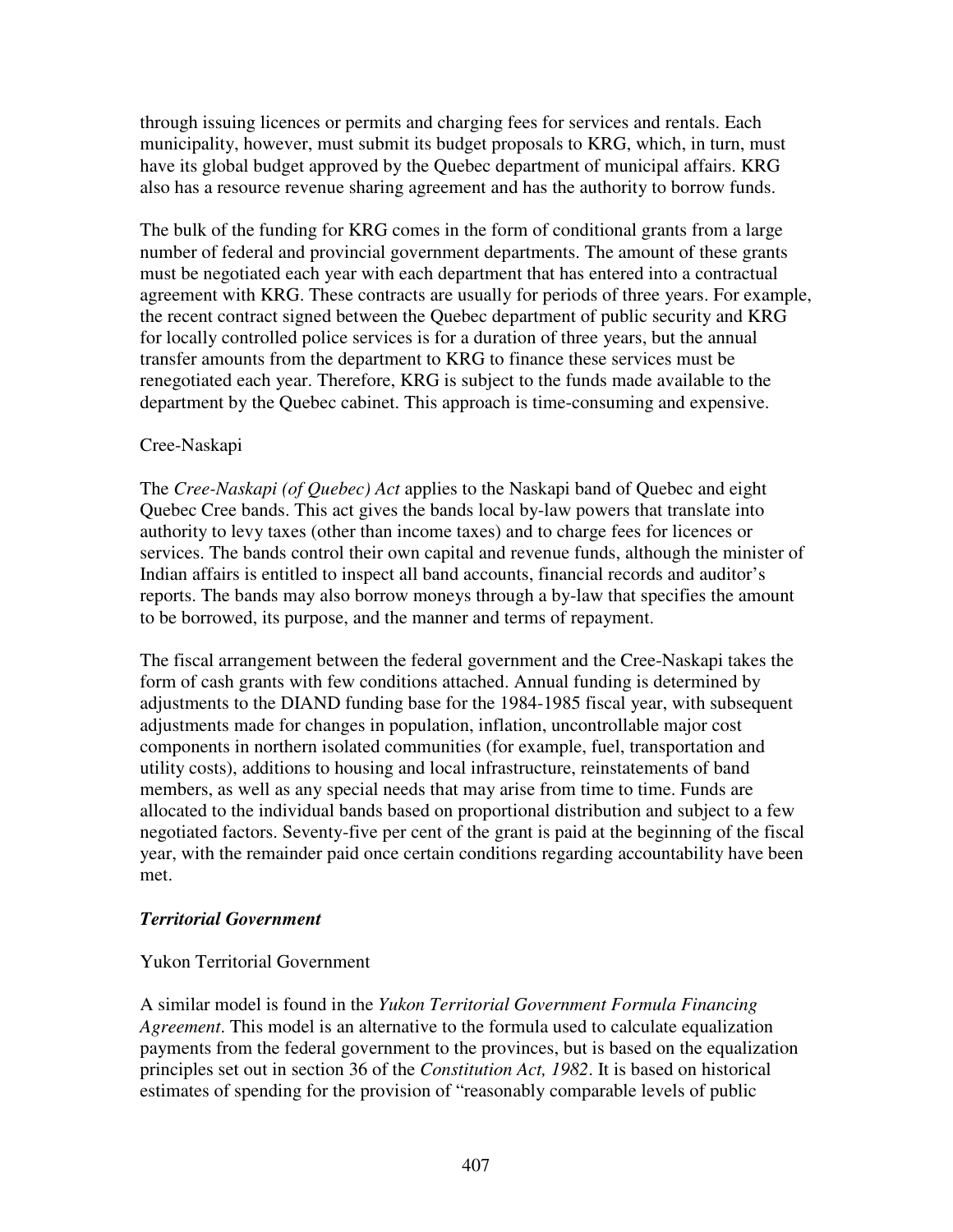through issuing licences or permits and charging fees for services and rentals. Each municipality, however, must submit its budget proposals to KRG, which, in turn, must have its global budget approved by the Quebec department of municipal affairs. KRG also has a resource revenue sharing agreement and has the authority to borrow funds.

The bulk of the funding for KRG comes in the form of conditional grants from a large number of federal and provincial government departments. The amount of these grants must be negotiated each year with each department that has entered into a contractual agreement with KRG. These contracts are usually for periods of three years. For example, the recent contract signed between the Quebec department of public security and KRG for locally controlled police services is for a duration of three years, but the annual transfer amounts from the department to KRG to finance these services must be renegotiated each year. Therefore, KRG is subject to the funds made available to the department by the Quebec cabinet. This approach is time-consuming and expensive.

Cree-Naskapi

The *Cree-Naskapi (of Quebec) Act* applies to the Naskapi band of Quebec and eight Quebec Cree bands. This act gives the bands local by-law powers that translate into authority to levy taxes (other than income taxes) and to charge fees for licences or services. The bands control their own capital and revenue funds, although the minister of Indian affairs is entitled to inspect all band accounts, financial records and auditor's reports. The bands may also borrow moneys through a by-law that specifies the amount to be borrowed, its purpose, and the manner and terms of repayment.

The fiscal arrangement between the federal government and the Cree-Naskapi takes the form of cash grants with few conditions attached. Annual funding is determined by adjustments to the DIAND funding base for the 1984-1985 fiscal year, with subsequent adjustments made for changes in population, inflation, uncontrollable major cost components in northern isolated communities (for example, fuel, transportation and utility costs), additions to housing and local infrastructure, reinstatements of band members, as well as any special needs that may arise from time to time. Funds are allocated to the individual bands based on proportional distribution and subject to a few negotiated factors. Seventy-five per cent of the grant is paid at the beginning of the fiscal year, with the remainder paid once certain conditions regarding accountability have been met.

### *Territorial Government*

Yukon Territorial Government

A similar model is found in the *Yukon Territorial Government Formula Financing Agreement*. This model is an alternative to the formula used to calculate equalization payments from the federal government to the provinces, but is based on the equalization principles set out in section 36 of the *Constitution Act, 1982*. It is based on historical estimates of spending for the provision of "reasonably comparable levels of public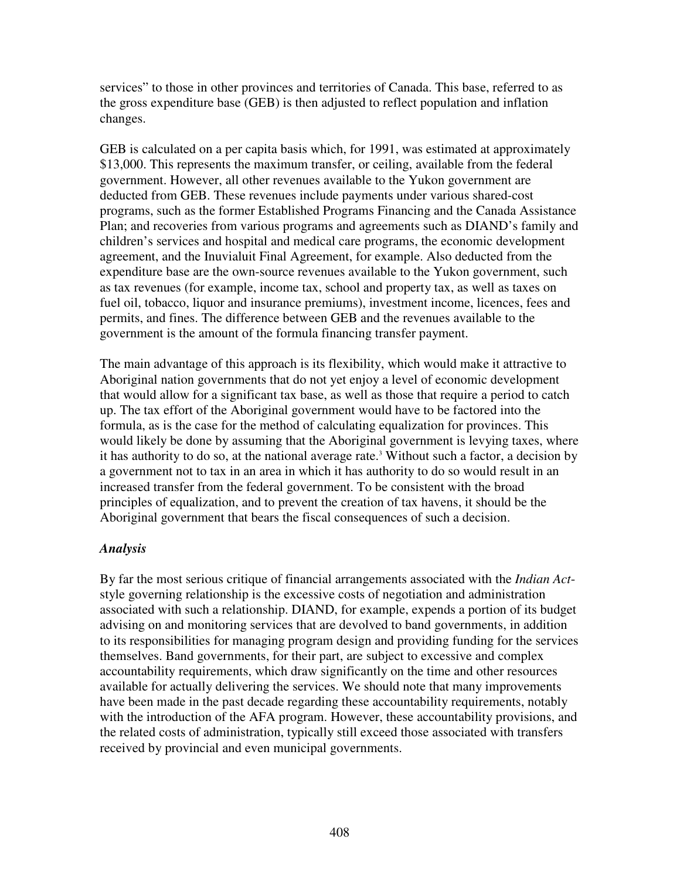services" to those in other provinces and territories of Canada. This base, referred to as the gross expenditure base (GEB) is then adjusted to reflect population and inflation changes.

GEB is calculated on a per capita basis which, for 1991, was estimated at approximately $13,000. This represents the maximum transfer, or ceiling, available from the federal government. However, all other revenues available to the Yukon government are deducted from GEB. These revenues include payments under various shared-cost programs, such as the former Established Programs Financing and the Canada Assistance Plan; and recoveries from various programs and agreements such as DIAND's family and children's services and hospital and medical care programs, the economic development agreement, and the Inuvialuit Final Agreement, for example. Also deducted from the expenditure base are the own-source revenues available to the Yukon government, such as tax revenues (for example, income tax, school and property tax, as well as taxes on fuel oil, tobacco, liquor and insurance premiums), investment income, licences, fees and permits, and fines. The difference between GEB and the revenues available to the government is the amount of the formula financing transfer payment.

The main advantage of this approach is its flexibility, which would make it attractive to Aboriginal nation governments that do not yet enjoy a level of economic development that would allow for a significant tax base, as well as those that require a period to catch up. The tax effort of the Aboriginal government would have to be factored into the formula, as is the case for the method of calculating equalization for provinces. This would likely be done by assuming that the Aboriginal government is levying taxes, where it has authority to do so, at the national average rate.[3] Without such a factor, a decision by a government not to tax in an area in which it has authority to do so would result in an increased transfer from the federal government. To be consistent with the broad principles of equalization, and to prevent the creation of tax havens, it should be the Aboriginal government that bears the fiscal consequences of such a decision.

### *Analysis*

By far the most serious critique of financial arrangements associated with the *Indian Act*-style governing relationship is the excessive costs of negotiation and administration associated with such a relationship. DIAND, for example, expends a portion of its budget advising on and monitoring services that are devolved to band governments, in addition to its responsibilities for managing program design and providing funding for the services themselves. Band governments, for their part, are subject to excessive and complex accountability requirements, which draw significantly on the time and other resources available for actually delivering the services. We should note that many improvements have been made in the past decade regarding these accountability requirements, notably with the introduction of the AFA program. However, these accountability provisions, and the related costs of administration, typically still exceed those associated with transfers received by provincial and even municipal governments.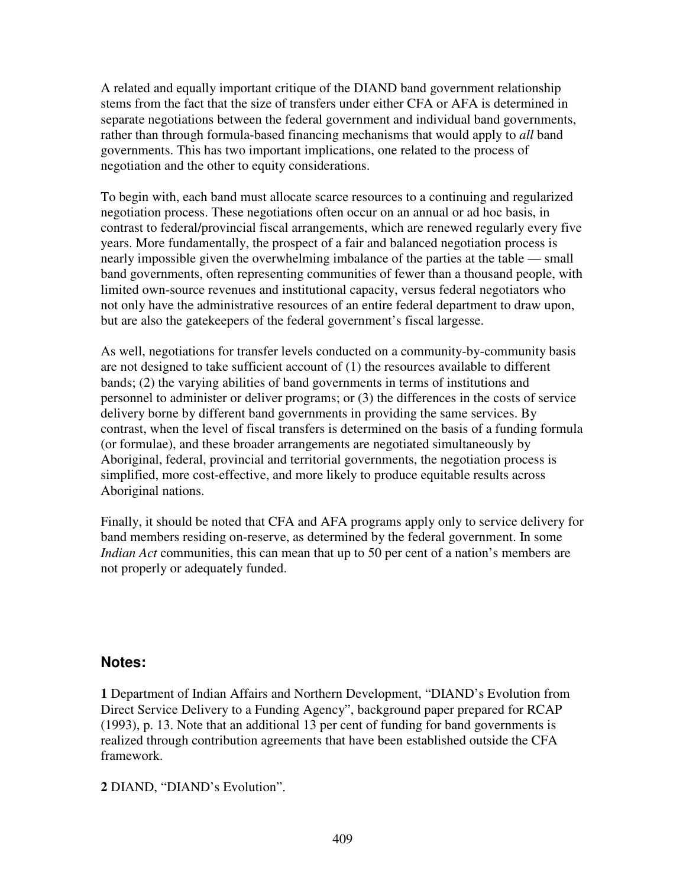A related and equally important critique of the DIAND band government relationship stems from the fact that the size of transfers under either CFA or AFA is determined in separate negotiations between the federal government and individual band governments, rather than through formula-based financing mechanisms that would apply to *all* band governments. This has two important implications, one related to the process of negotiation and the other to equity considerations.

To begin with, each band must allocate scarce resources to a continuing and regularized negotiation process. These negotiations often occur on an annual or ad hoc basis, in contrast to federal/provincial fiscal arrangements, which are renewed regularly every five years. More fundamentally, the prospect of a fair and balanced negotiation process is nearly impossible given the overwhelming imbalance of the parties at the table — small band governments, often representing communities of fewer than a thousand people, with limited own-source revenues and institutional capacity, versus federal negotiators who not only have the administrative resources of an entire federal department to draw upon, but are also the gatekeepers of the federal government's fiscal largesse.

As well, negotiations for transfer levels conducted on a community-by-community basis are not designed to take sufficient account of (1) the resources available to different bands; (2) the varying abilities of band governments in terms of institutions and personnel to administer or deliver programs; or (3) the differences in the costs of service delivery borne by different band governments in providing the same services. By contrast, when the level of fiscal transfers is determined on the basis of a funding formula (or formulae), and these broader arrangements are negotiated simultaneously by Aboriginal, federal, provincial and territorial governments, the negotiation process is simplified, more cost-effective, and more likely to produce equitable results across Aboriginal nations.

Finally, it should be noted that CFA and AFA programs apply only to service delivery for band members residing on-reserve, as determined by the federal government. In some *Indian Act* communities, this can mean that up to 50 per cent of a nation's members are not properly or adequately funded.

## Notes:

**1** Department of Indian Affairs and Northern Development, "DIAND's Evolution from Direct Service Delivery to a Funding Agency", background paper prepared for RCAP (1993), p. 13. Note that an additional 13 per cent of funding for band governments is realized through contribution agreements that have been established outside the CFA framework.

**2** DIAND, "DIAND's Evolution".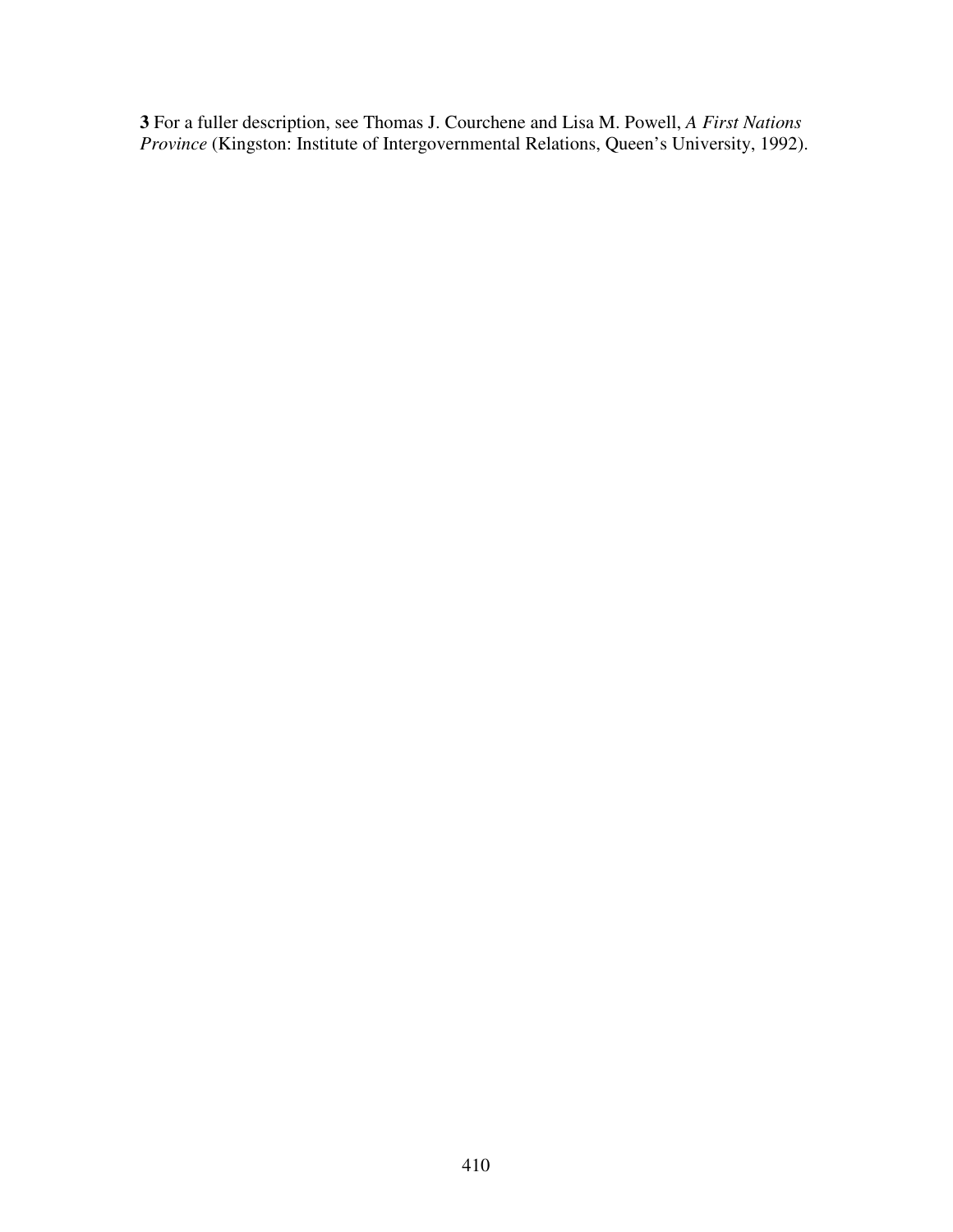**3** For a fuller description, see Thomas J. Courchene and Lisa M. Powell, *A First Nations Province* (Kingston: Institute of Intergovernmental Relations, Queen's University, 1992).